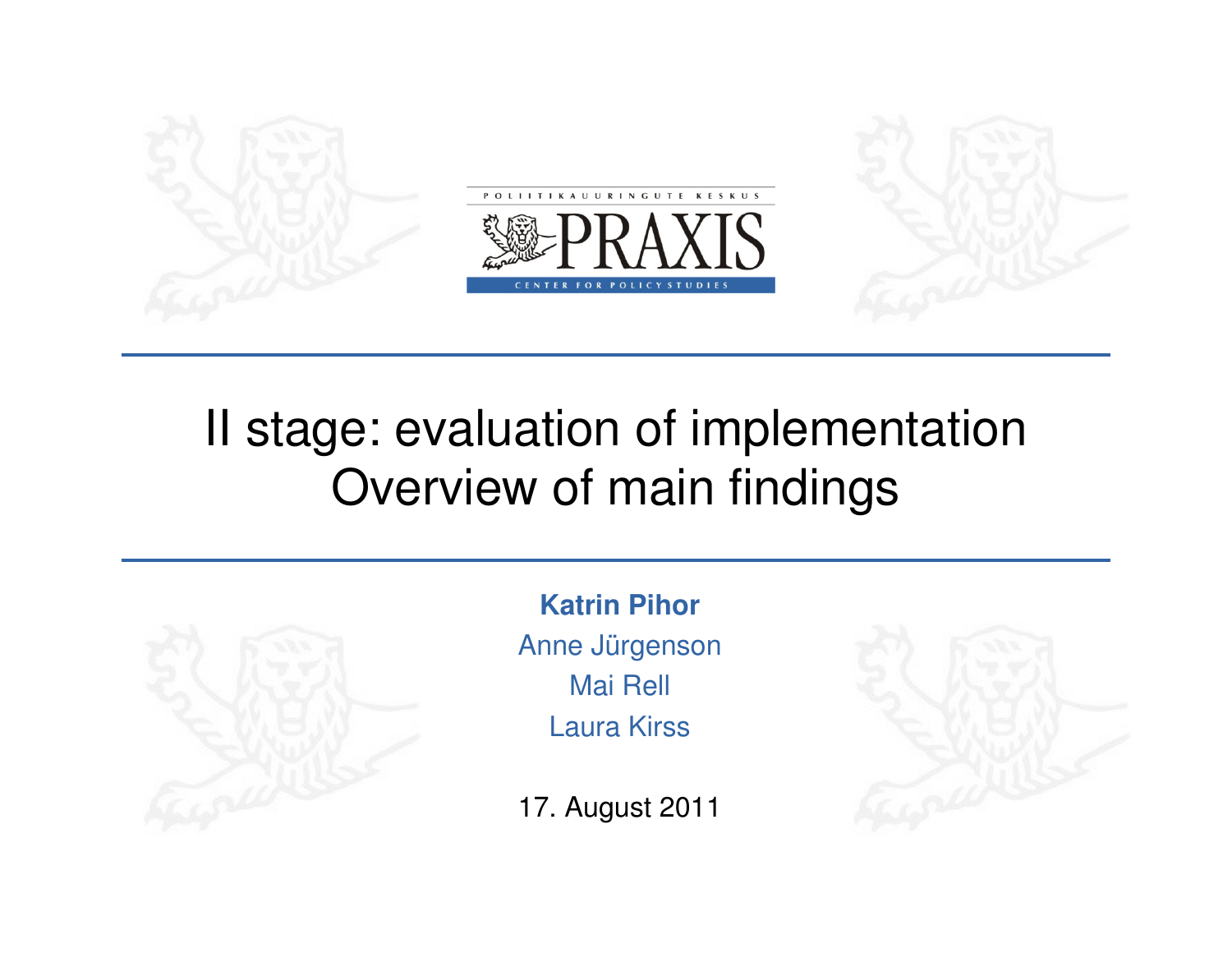POLIITIKAUURINGUTE KESKUS

PRAXIS

CENTER FOR POLICY STUDIES

# II stage: evaluation of implementation
# Overview of main findings

**Katrin Pihor**

Anne Jürgenson

Mai Rell

Laura Kirss

17. August 2011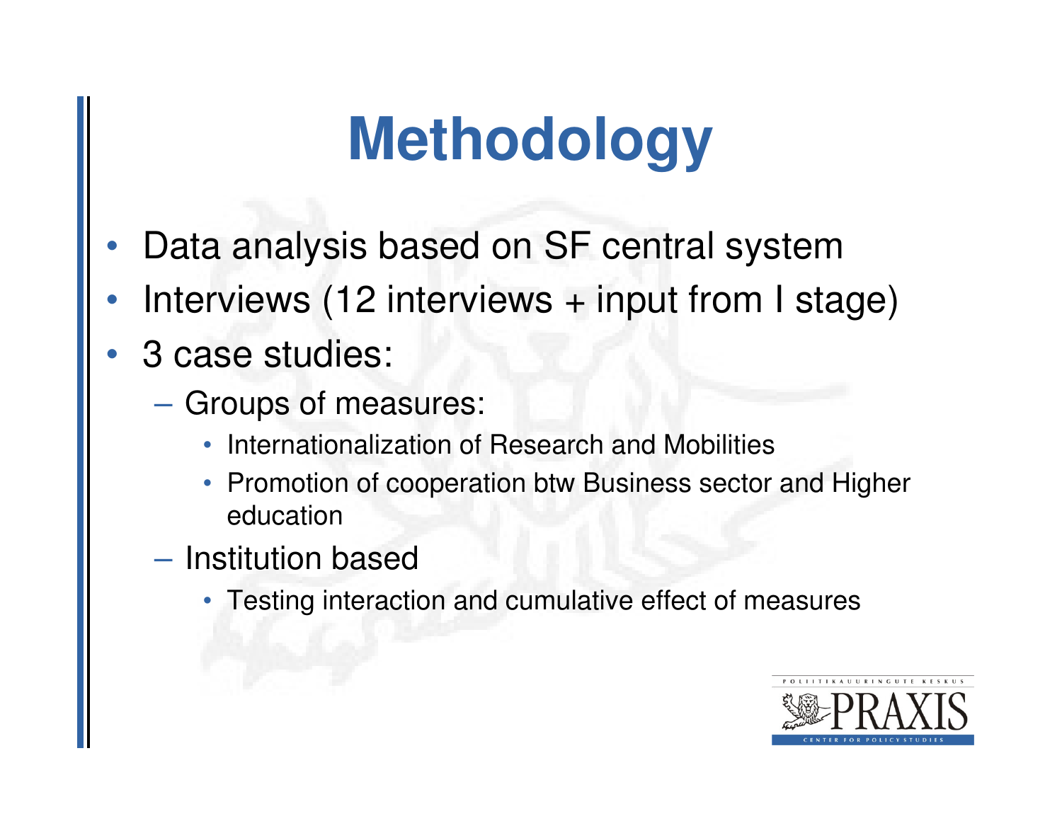# Methodology

- Data analysis based on SF central system
- Interviews (12 interviews + input from I stage)
- 3 case studies:
  - Groups of measures:
    - Internationalization of Research and Mobilities
    - Promotion of cooperation btw Business sector and Higher education
  - Institution based
    - Testing interaction and cumulative effect of measures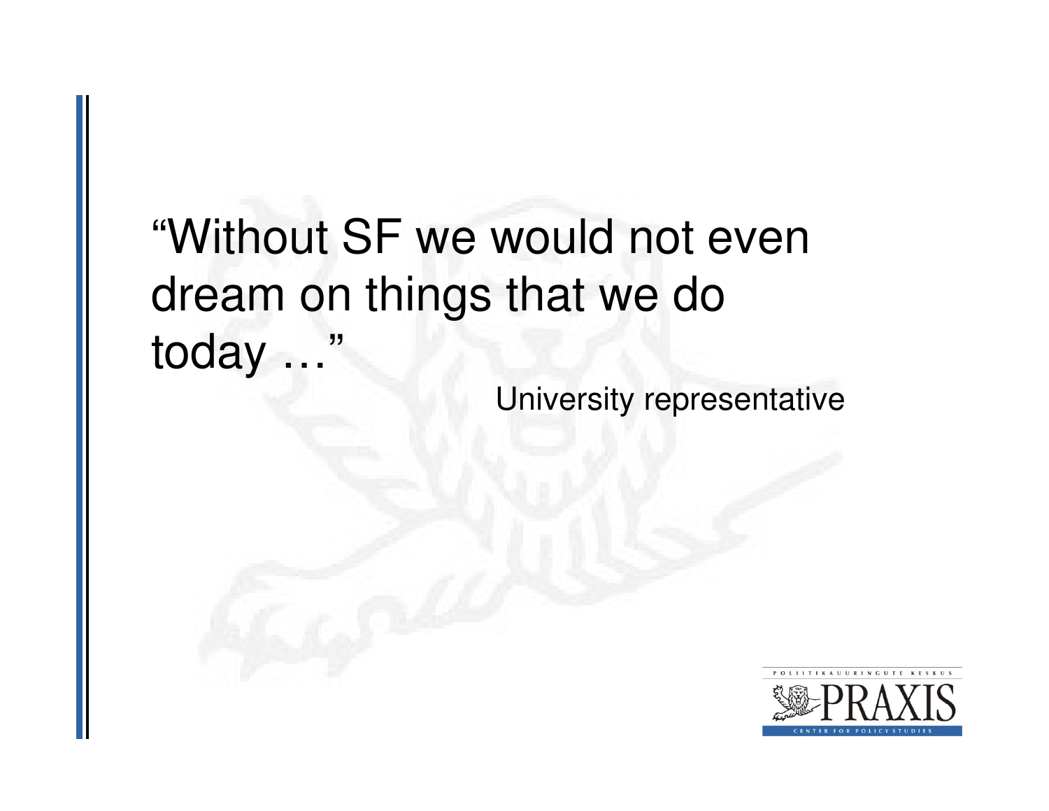"Without SF we would not even dream on things that we do today …"

University representative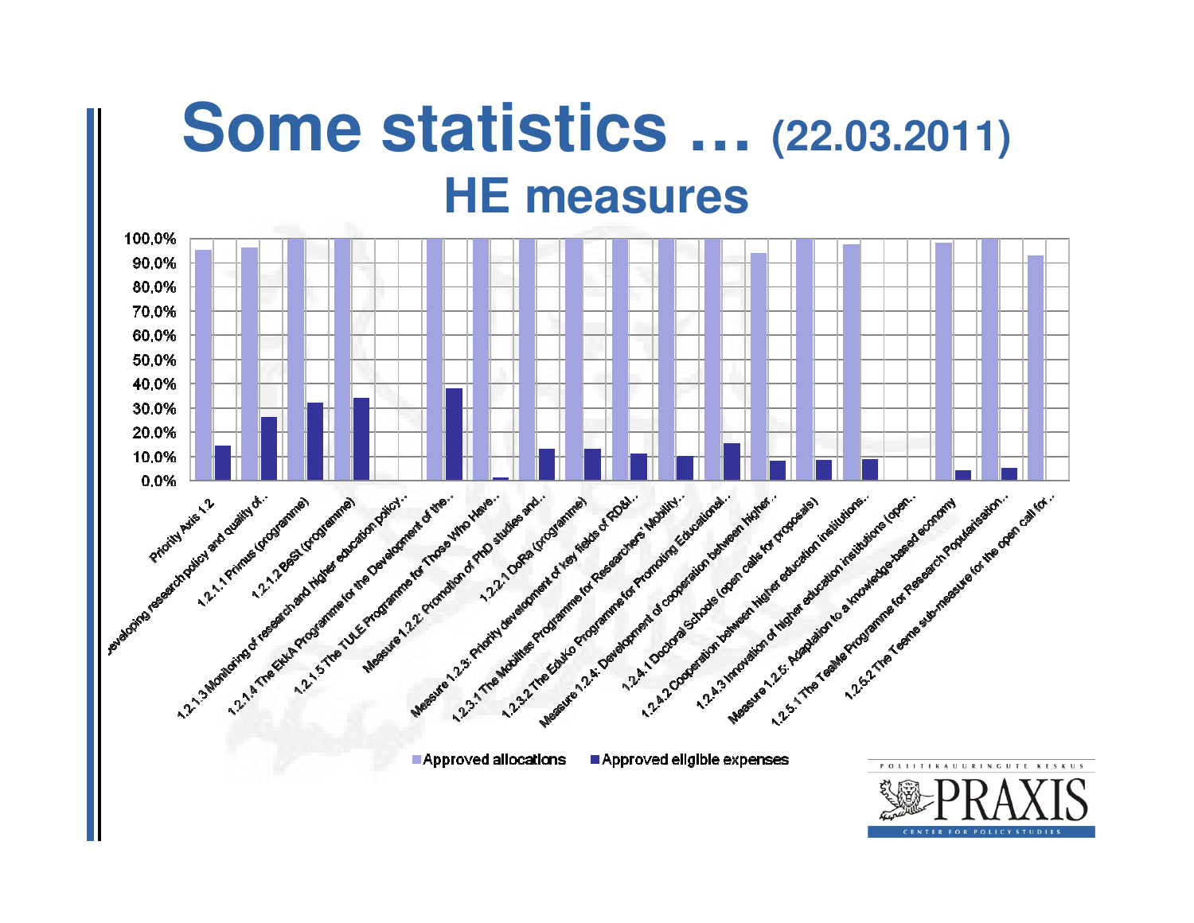# Some statistics … (22.03.2011)

## HE measures

| Category | Approved allocations | Approved eligible expenses |
|---|---|---|
| Priority Axis 1.2 | 95% | 14% |
| …eveloping research policy and quality of… | 96% | 26% |
| 1.2.1.1 Primus (programme) | 100% | 32% |
| 1.2.1.2 BeSt (programme) | 100% | 34% |
| 1.2.1.3 Monitoring of research and higher education policy… | | |
| 1.2.1.4 The EkkA Programme for the Development of the… | 100% | 38% |
| 1.2.1.5 The TULE Programme for Those Who Have… | 100% | 1% |
| Measure 1.2.2: Promotion of PhD studies and… | 100% | 13% |
| 1.2.2.1 DoRa (programme) | 100% | 13% |
| Measure 1.2.3: Priority development of key fields of RD&I… | 100% | 11% |
| 1.2.3.1 The Mobilitas Programme for Researchers' Mobility… | 100% | 10% |
| 1.2.3.2 The EduKo Programme for Promoting Educational… | 100% | 15% |
| Measure 1.2.4: Development of cooperation between higher… | 94% | 8% |
| 1.2.4.1 Doctoral Schools (open calls for proposals) | 100% | 8% |
| 1.2.4.2 Cooperation between higher education institutions… | 97% | 9% |
| 1.2.4.3 Innovation of higher education institutions (open… | | |
| Measure 1.2.5: Adaptation to a knowledge-based economy | 98% | 4% |
| 1.2.5.1 The TeaMe Programme for Research Popularisation… | 100% | 5% |
| 1.2.5.2 The Teeme sub-measure for the open call for… | 93% | |

■ Approved allocations ■ Approved eligible expenses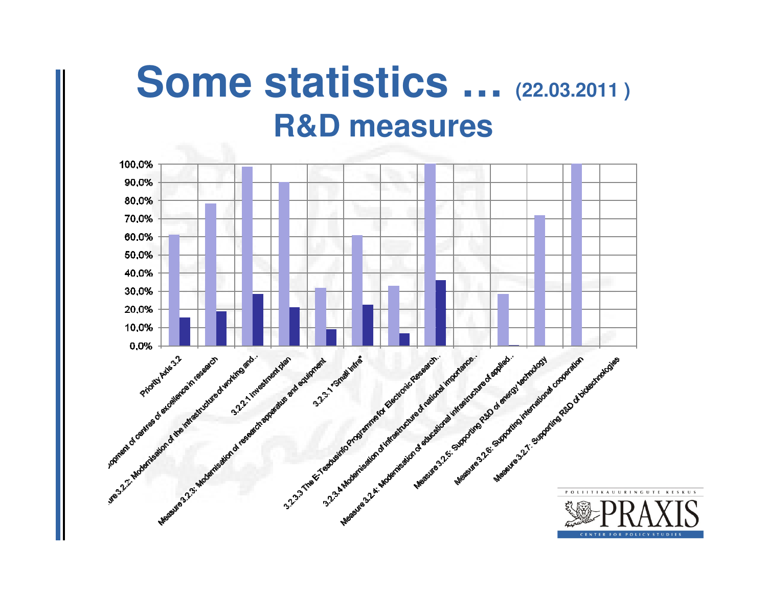# Some statistics … (22.03.2011 )

## R&D measures

| Measure | Series 1 | Series 2 |
|---|---|---|
| Priority Axis 3.2 | 61% | 15.5% |
| …opment of centres of excellence in research | 78% | 19% |
| …ure 3.2.2: Modernisation of the infrastructure of working and… | 98.5% | 28.5% |
| 3.2.2.1 Investment plan | 90% | 21% |
| Measure 3.2.3: Modernisation of research apparatus and equipment | 32% | 9% |
| 3.2.3.1 "Small infra" | 61% | 22.5% |
| 3.2.3.3 The E-Teadusinfo Programme for Electronic Research… | 33% | 7% |
| 3.2.3.4 Modernisation of infrastructure of national importance… | 100% | 36% |
| Measure 3.2.4: Modernisation of educational infrastructure of applied… | | |
| Measure 3.2.5: Supporting R&D of energy technology | 28.5% | 0.5% |
| Measure 3.2.6: Supporting international cooperation | 72% | |
| Measure 3.2.7: Supporting R&D of biotechnologies | 100% | |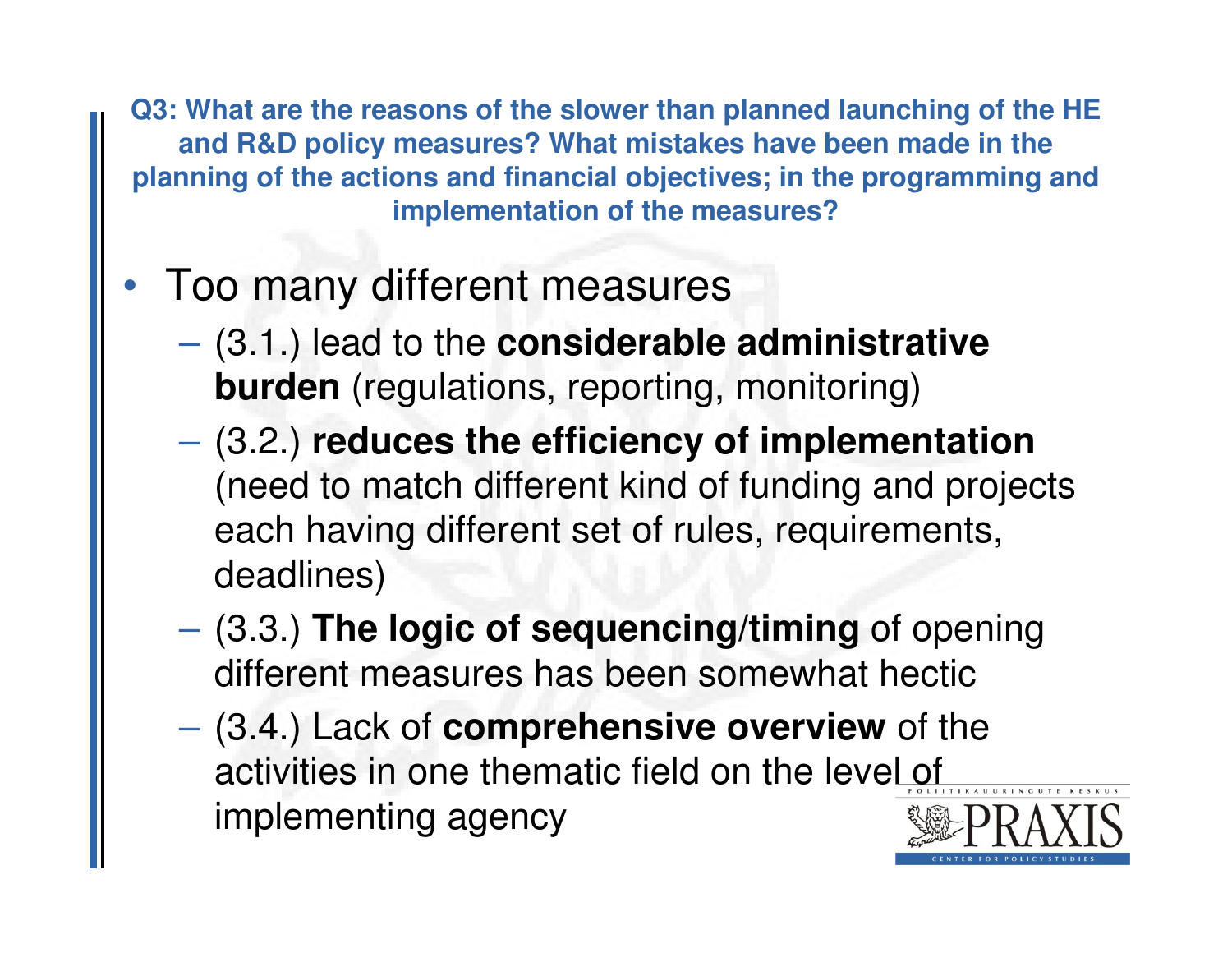**Q3: What are the reasons of the slower than planned launching of the HE and R&D policy measures? What mistakes have been made in the planning of the actions and financial objectives; in the programming and implementation of the measures?**

- Too many different measures
  - (3.1.) lead to the **considerable administrative burden** (regulations, reporting, monitoring)
  - (3.2.) **reduces the efficiency of implementation** (need to match different kind of funding and projects each having different set of rules, requirements, deadlines)
  - (3.3.) **The logic of sequencing/timing** of opening different measures has been somewhat hectic
  - (3.4.) Lack of **comprehensive overview** of the activities in one thematic field on the level of implementing agency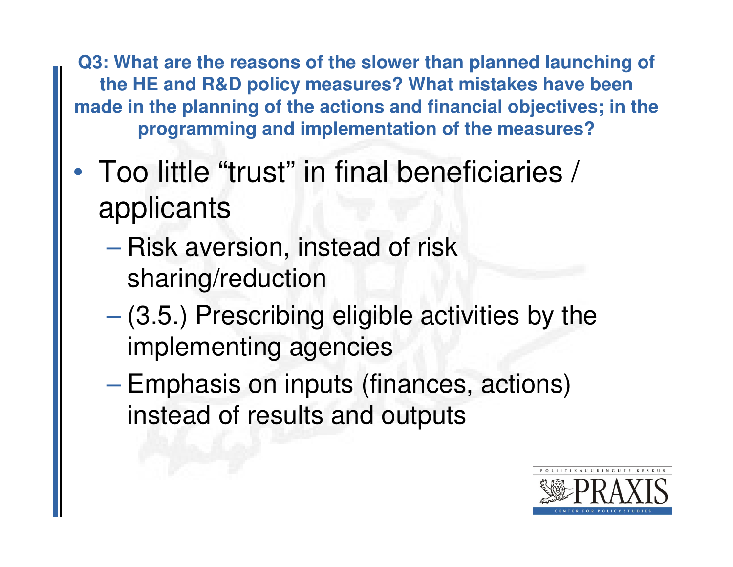## Q3: What are the reasons of the slower than planned launching of the HE and R&D policy measures? What mistakes have been made in the planning of the actions and financial objectives; in the programming and implementation of the measures?

- Too little “trust” in final beneficiaries / applicants
  - Risk aversion, instead of risk sharing/reduction
  - (3.5.) Prescribing eligible activities by the implementing agencies
  - Emphasis on inputs (finances, actions) instead of results and outputs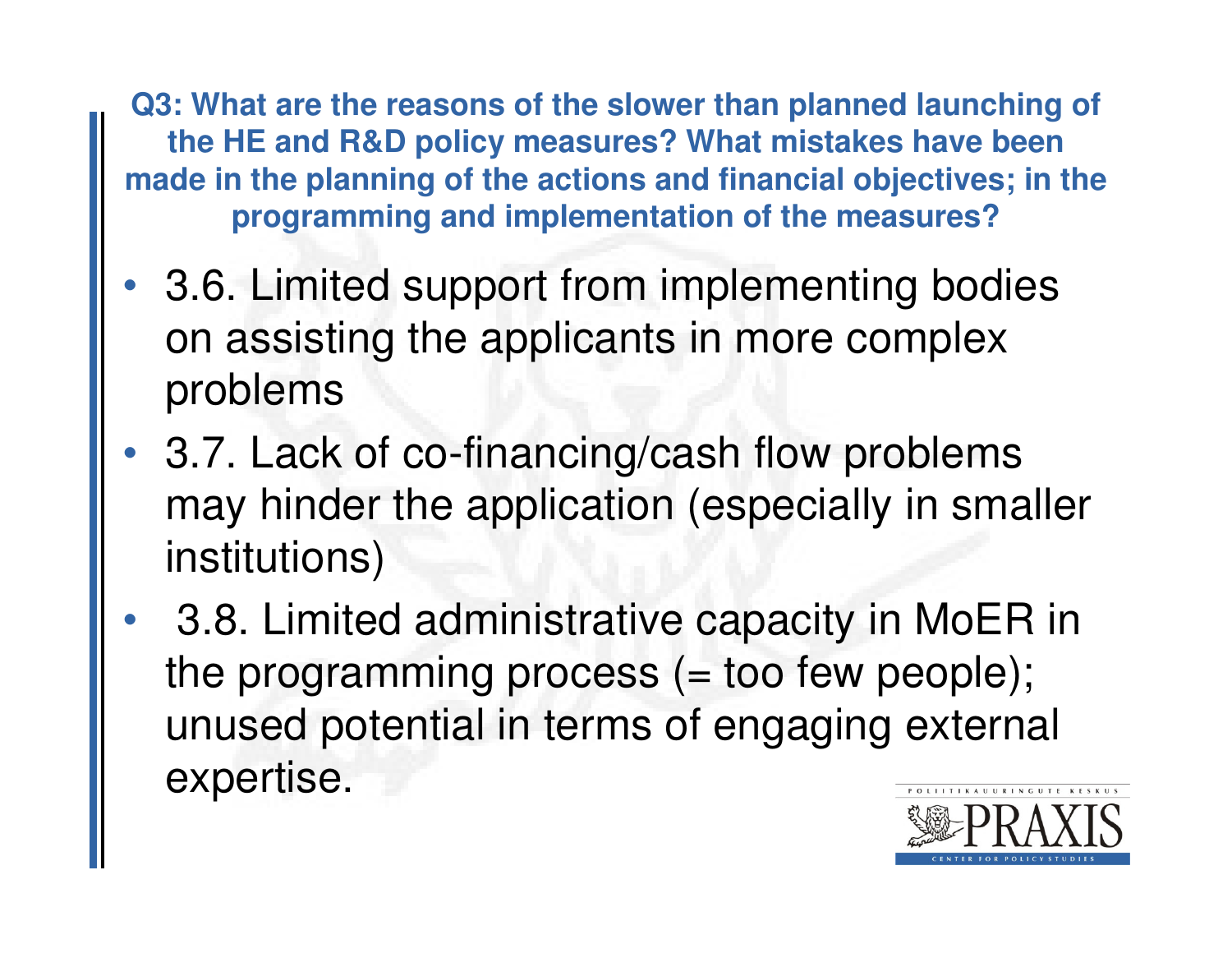**Q3: What are the reasons of the slower than planned launching of the HE and R&D policy measures? What mistakes have been made in the planning of the actions and financial objectives; in the programming and implementation of the measures?**

- 3.6. Limited support from implementing bodies on assisting the applicants in more complex problems
- 3.7. Lack of co-financing/cash flow problems may hinder the application (especially in smaller institutions)
- 3.8. Limited administrative capacity in MoER in the programming process (= too few people); unused potential in terms of engaging external expertise.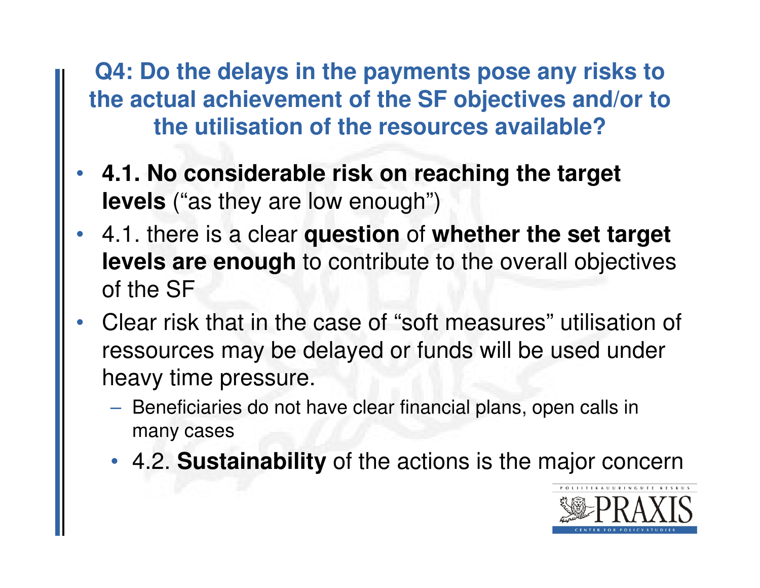## Q4: Do the delays in the payments pose any risks to the actual achievement of the SF objectives and/or to the utilisation of the resources available?

- **4.1. No considerable risk on reaching the target levels** ("as they are low enough")
- 4.1. there is a clear **question** of **whether the set target levels are enough** to contribute to the overall objectives of the SF
- Clear risk that in the case of "soft measures" utilisation of ressources may be delayed or funds will be used under heavy time pressure.
  - Beneficiaries do not have clear financial plans, open calls in many cases
  - 4.2. **Sustainability** of the actions is the major concern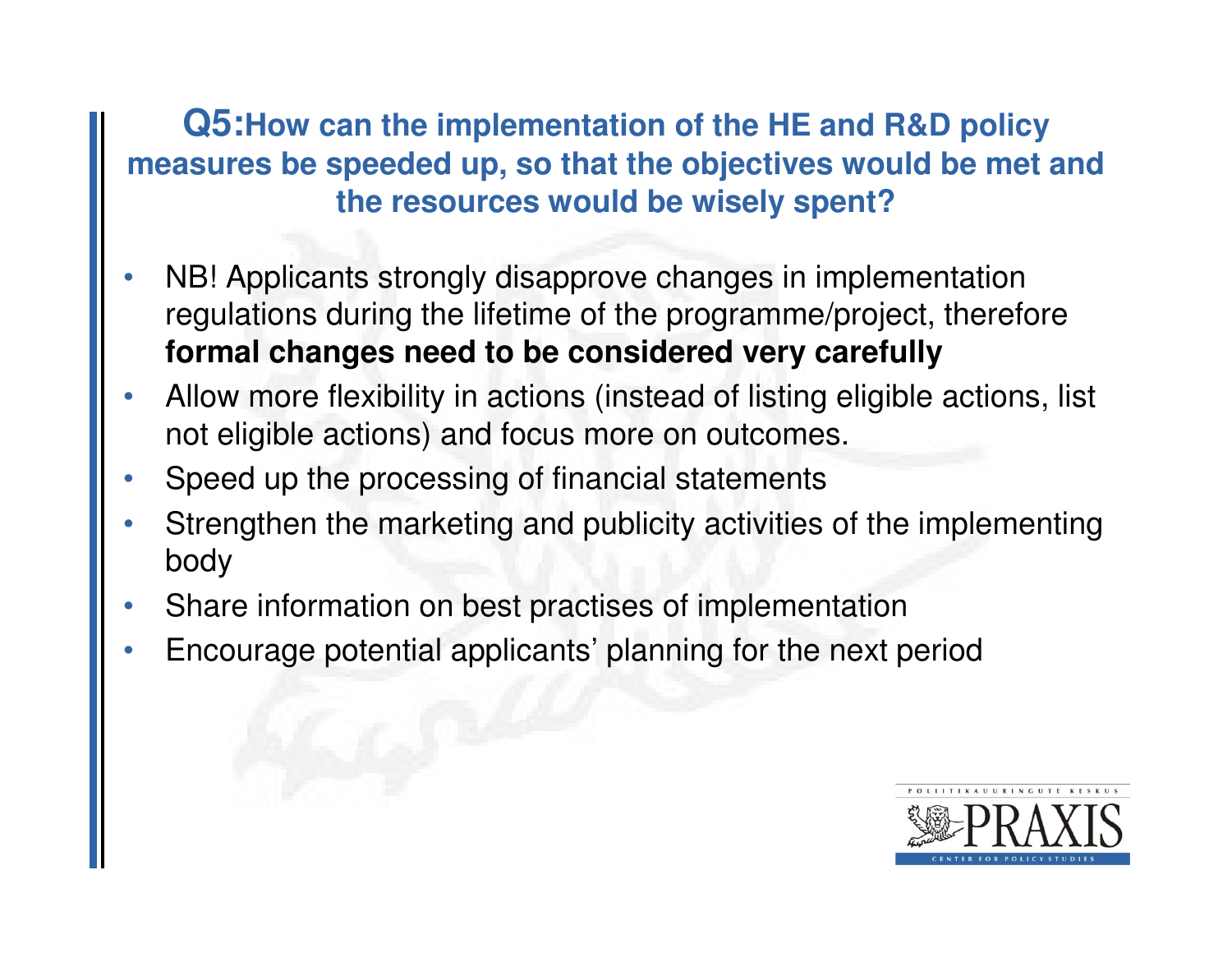## Q5: How can the implementation of the HE and R&D policy measures be speeded up, so that the objectives would be met and the resources would be wisely spent?

- NB! Applicants strongly disapprove changes in implementation regulations during the lifetime of the programme/project, therefore **formal changes need to be considered very carefully**
- Allow more flexibility in actions (instead of listing eligible actions, list not eligible actions) and focus more on outcomes.
- Speed up the processing of financial statements
- Strengthen the marketing and publicity activities of the implementing body
- Share information on best practises of implementation
- Encourage potential applicants' planning for the next period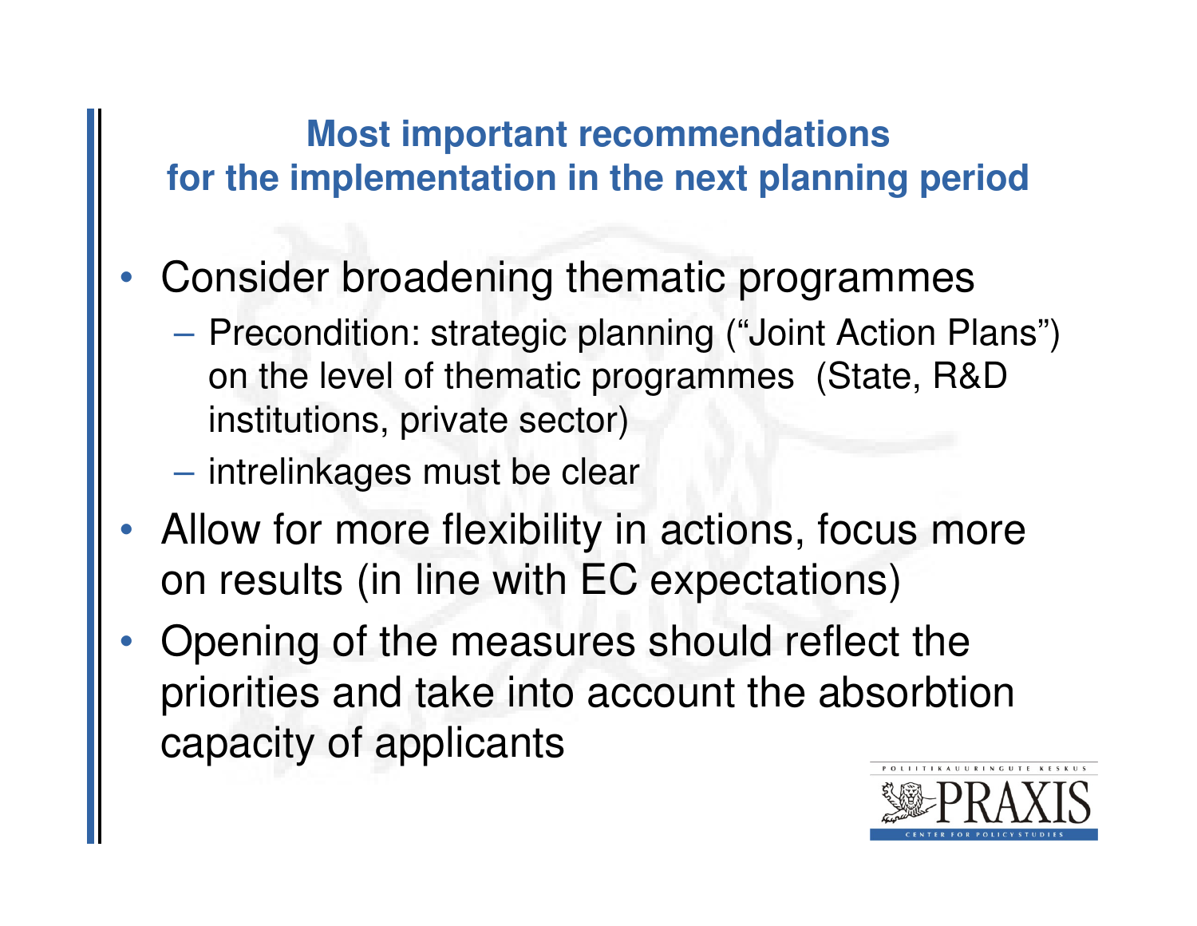## Most important recommendations for the implementation in the next planning period

- Consider broadening thematic programmes
  - Precondition: strategic planning (“Joint Action Plans”) on the level of thematic programmes (State, R&D institutions, private sector)
  - intrelinkages must be clear
- Allow for more flexibility in actions, focus more on results (in line with EC expectations)
- Opening of the measures should reflect the priorities and take into account the absorbtion capacity of applicants

POLIITIKAUURINGUTE KESKUS PRAXIS CENTER FOR POLICY STUDIES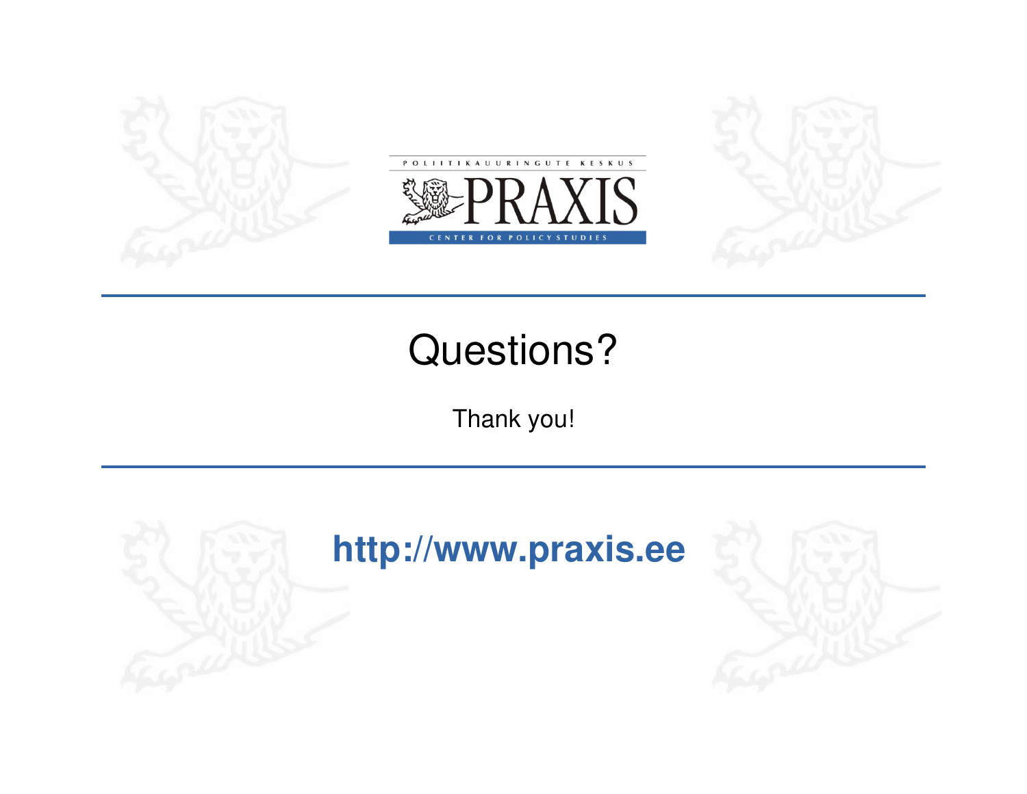POLIITIKAUURINGUTE KESKUS

PRAXIS

CENTER FOR POLICY STUDIES

# Questions?

Thank you!

**http://www.praxis.ee**